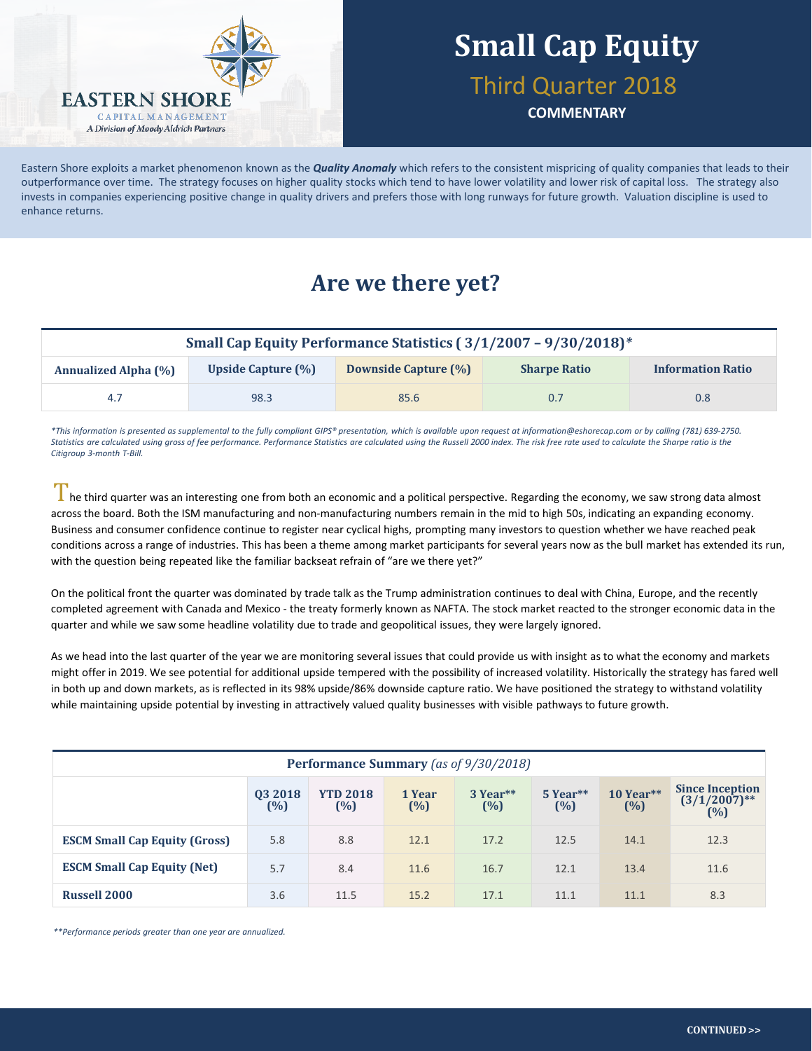EASTERN SHORE
CAPITAL MANAGEMENT
*A Division of Moody Aldrich Partners*

# Small Cap Equity

## Third Quarter 2018

**COMMENTARY**

Eastern Shore exploits a market phenomenon known as the ***Quality Anomaly*** which refers to the consistent mispricing of quality companies that leads to their outperformance over time. The strategy focuses on higher quality stocks which tend to have lower volatility and lower risk of capital loss. The strategy also invests in companies experiencing positive change in quality drivers and prefers those with long runways for future growth. Valuation discipline is used to enhance returns.

## Are we there yet?

| Small Cap Equity Performance Statistics ( 3/1/2007 – 9/30/2018)* | | | | |
|---|---|---|---|---|
| **Annualized Alpha (%)** | **Upside Capture (%)** | **Downside Capture (%)** | **Sharpe Ratio** | **Information Ratio** |
| 4.7 | 98.3 | 85.6 | 0.7 | 0.8 |

*\*This information is presented as supplemental to the fully compliant GIPS® presentation, which is available upon request at information@eshorecap.com or by calling (781) 639-2750. Statistics are calculated using gross of fee performance. Performance Statistics are calculated using the Russell 2000 index. The risk free rate used to calculate the Sharpe ratio is the Citigroup 3-month T-Bill.*

The third quarter was an interesting one from both an economic and a political perspective. Regarding the economy, we saw strong data almost across the board. Both the ISM manufacturing and non-manufacturing numbers remain in the mid to high 50s, indicating an expanding economy. Business and consumer confidence continue to register near cyclical highs, prompting many investors to question whether we have reached peak conditions across a range of industries. This has been a theme among market participants for several years now as the bull market has extended its run, with the question being repeated like the familiar backseat refrain of "are we there yet?"

On the political front the quarter was dominated by trade talk as the Trump administration continues to deal with China, Europe, and the recently completed agreement with Canada and Mexico - the treaty formerly known as NAFTA. The stock market reacted to the stronger economic data in the quarter and while we saw some headline volatility due to trade and geopolitical issues, they were largely ignored.

As we head into the last quarter of the year we are monitoring several issues that could provide us with insight as to what the economy and markets might offer in 2019. We see potential for additional upside tempered with the possibility of increased volatility. Historically the strategy has fared well in both up and down markets, as is reflected in its 98% upside/86% downside capture ratio. We have positioned the strategy to withstand volatility while maintaining upside potential by investing in attractively valued quality businesses with visible pathways to future growth.

| **Performance Summary** *(as of 9/30/2018)* | | | | | | | |
|---|---|---|---|---|---|---|---|
| | **Q3 2018 (%)** | **YTD 2018 (%)** | **1 Year (%)** | **3 Year\*\* (%)** | **5 Year\*\* (%)** | **10 Year\*\* (%)** | **Since Inception (3/1/2007)\*\* (%)** |
| **ESCM Small Cap Equity (Gross)** | 5.8 | 8.8 | 12.1 | 17.2 | 12.5 | 14.1 | 12.3 |
| **ESCM Small Cap Equity (Net)** | 5.7 | 8.4 | 11.6 | 16.7 | 12.1 | 13.4 | 11.6 |
| **Russell 2000** | 3.6 | 11.5 | 15.2 | 17.1 | 11.1 | 11.1 | 8.3 |

*\*\*Performance periods greater than one year are annualized.*

**CONTINUED >>**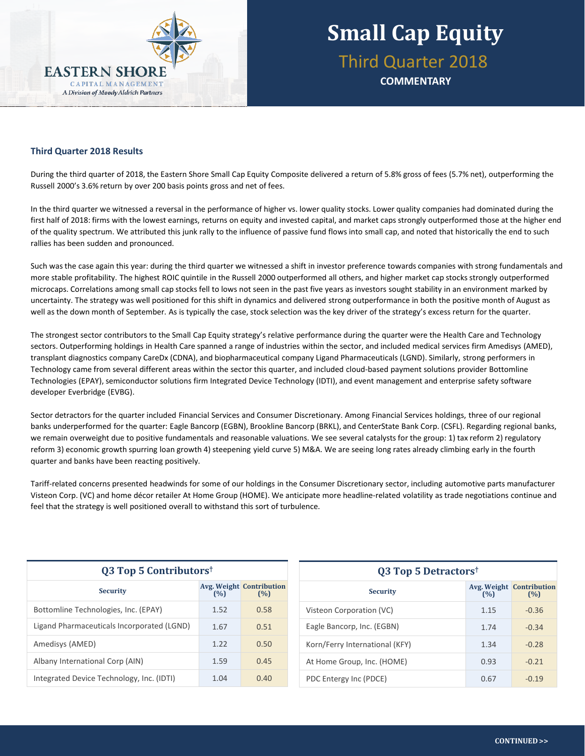# Small Cap Equity

## Third Quarter 2018

**COMMENTARY**

### Third Quarter 2018 Results

During the third quarter of 2018, the Eastern Shore Small Cap Equity Composite delivered a return of 5.8% gross of fees (5.7% net), outperforming the Russell 2000's 3.6% return by over 200 basis points gross and net of fees.

In the third quarter we witnessed a reversal in the performance of higher vs. lower quality stocks. Lower quality companies had dominated during the first half of 2018: firms with the lowest earnings, returns on equity and invested capital, and market caps strongly outperformed those at the higher end of the quality spectrum. We attributed this junk rally to the influence of passive fund flows into small cap, and noted that historically the end to such rallies has been sudden and pronounced.

Such was the case again this year: during the third quarter we witnessed a shift in investor preference towards companies with strong fundamentals and more stable profitability. The highest ROIC quintile in the Russell 2000 outperformed all others, and higher market cap stocks strongly outperformed microcaps. Correlations among small cap stocks fell to lows not seen in the past five years as investors sought stability in an environment marked by uncertainty. The strategy was well positioned for this shift in dynamics and delivered strong outperformance in both the positive month of August as well as the down month of September. As is typically the case, stock selection was the key driver of the strategy's excess return for the quarter.

The strongest sector contributors to the Small Cap Equity strategy's relative performance during the quarter were the Health Care and Technology sectors. Outperforming holdings in Health Care spanned a range of industries within the sector, and included medical services firm Amedisys (AMED), transplant diagnostics company CareDx (CDNA), and biopharmaceutical company Ligand Pharmaceuticals (LGND). Similarly, strong performers in Technology came from several different areas within the sector this quarter, and included cloud-based payment solutions provider Bottomline Technologies (EPAY), semiconductor solutions firm Integrated Device Technology (IDTI), and event management and enterprise safety software developer Everbridge (EVBG).

Sector detractors for the quarter included Financial Services and Consumer Discretionary. Among Financial Services holdings, three of our regional banks underperformed for the quarter: Eagle Bancorp (EGBN), Brookline Bancorp (BRKL), and CenterState Bank Corp. (CSFL). Regarding regional banks, we remain overweight due to positive fundamentals and reasonable valuations. We see several catalysts for the group: 1) tax reform 2) regulatory reform 3) economic growth spurring loan growth 4) steepening yield curve 5) M&A. We are seeing long rates already climbing early in the fourth quarter and banks have been reacting positively.

Tariff-related concerns presented headwinds for some of our holdings in the Consumer Discretionary sector, including automotive parts manufacturer Visteon Corp. (VC) and home décor retailer At Home Group (HOME). We anticipate more headline-related volatility as trade negotiations continue and feel that the strategy is well positioned overall to withstand this sort of turbulence.

**Q3 Top 5 Contributors†**

| Security | Avg. Weight (%) | Contribution (%) |
|---|---|---|
| Bottomline Technologies, Inc. (EPAY) | 1.52 | 0.58 |
| Ligand Pharmaceuticals Incorporated (LGND) | 1.67 | 0.51 |
| Amedisys (AMED) | 1.22 | 0.50 |
| Albany International Corp (AIN) | 1.59 | 0.45 |
| Integrated Device Technology, Inc. (IDTI) | 1.04 | 0.40 |

**Q3 Top 5 Detractors†**

| Security | Avg. Weight (%) | Contribution (%) |
|---|---|---|
| Visteon Corporation (VC) | 1.15 | -0.36 |
| Eagle Bancorp, Inc. (EGBN) | 1.74 | -0.34 |
| Korn/Ferry International (KFY) | 1.34 | -0.28 |
| At Home Group, Inc. (HOME) | 0.93 | -0.21 |
| PDC Entergy Inc (PDCE) | 0.67 | -0.19 |

CONTINUED >>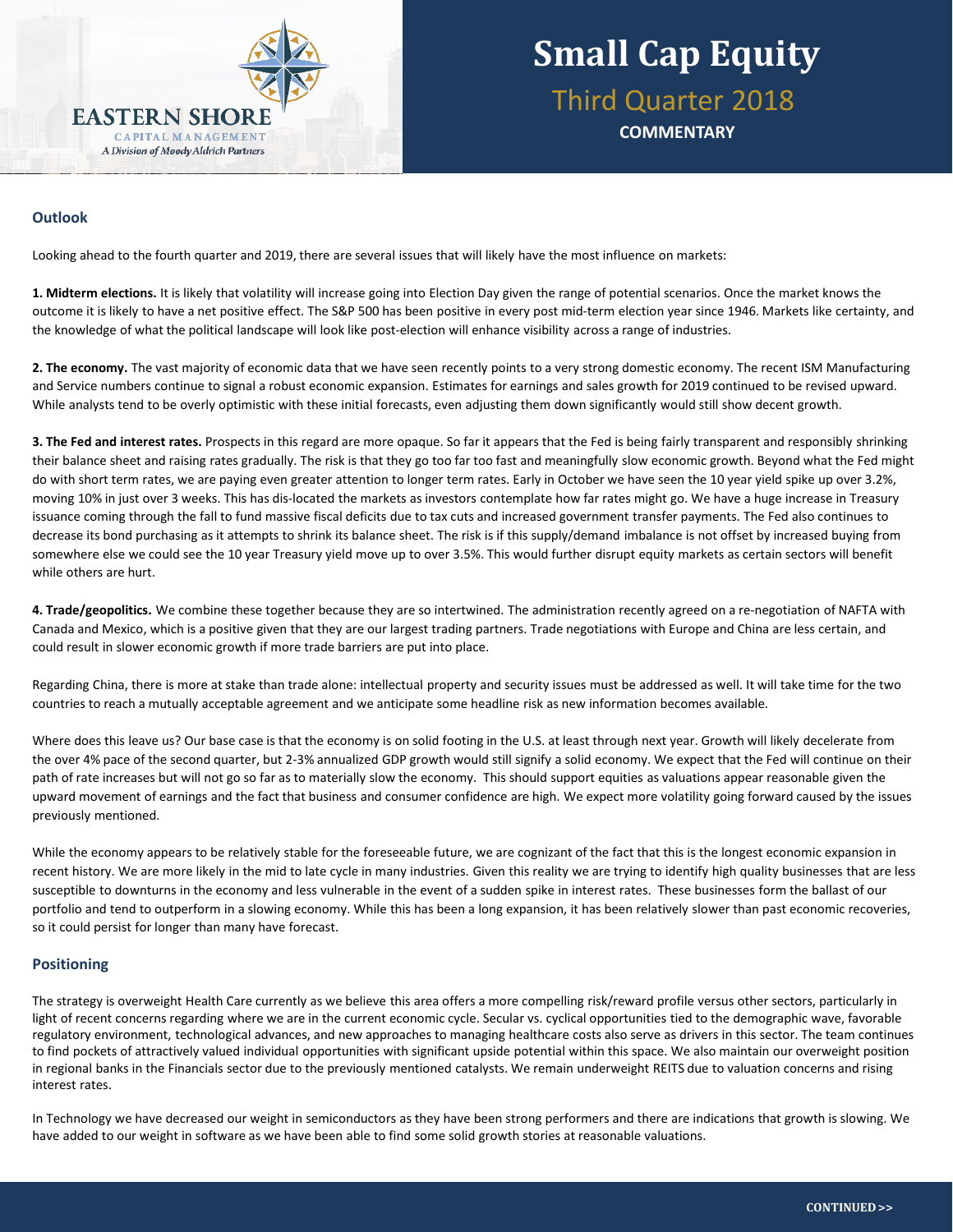# Small Cap Equity

## Third Quarter 2018

**COMMENTARY**

EASTERN SHORE CAPITAL MANAGEMENT
*A Division of Moody Aldrich Partners*

### Outlook

Looking ahead to the fourth quarter and 2019, there are several issues that will likely have the most influence on markets:

**1. Midterm elections.** It is likely that volatility will increase going into Election Day given the range of potential scenarios. Once the market knows the outcome it is likely to have a net positive effect. The S&P 500 has been positive in every post mid-term election year since 1946. Markets like certainty, and the knowledge of what the political landscape will look like post-election will enhance visibility across a range of industries.

**2. The economy.** The vast majority of economic data that we have seen recently points to a very strong domestic economy. The recent ISM Manufacturing and Service numbers continue to signal a robust economic expansion. Estimates for earnings and sales growth for 2019 continued to be revised upward. While analysts tend to be overly optimistic with these initial forecasts, even adjusting them down significantly would still show decent growth.

**3. The Fed and interest rates.** Prospects in this regard are more opaque. So far it appears that the Fed is being fairly transparent and responsibly shrinking their balance sheet and raising rates gradually. The risk is that they go too far too fast and meaningfully slow economic growth. Beyond what the Fed might do with short term rates, we are paying even greater attention to longer term rates. Early in October we have seen the 10 year yield spike up over 3.2%, moving 10% in just over 3 weeks. This has dis-located the markets as investors contemplate how far rates might go. We have a huge increase in Treasury issuance coming through the fall to fund massive fiscal deficits due to tax cuts and increased government transfer payments. The Fed also continues to decrease its bond purchasing as it attempts to shrink its balance sheet. The risk is if this supply/demand imbalance is not offset by increased buying from somewhere else we could see the 10 year Treasury yield move up to over 3.5%. This would further disrupt equity markets as certain sectors will benefit while others are hurt.

**4. Trade/geopolitics.** We combine these together because they are so intertwined. The administration recently agreed on a re-negotiation of NAFTA with Canada and Mexico, which is a positive given that they are our largest trading partners. Trade negotiations with Europe and China are less certain, and could result in slower economic growth if more trade barriers are put into place.

Regarding China, there is more at stake than trade alone: intellectual property and security issues must be addressed as well. It will take time for the two countries to reach a mutually acceptable agreement and we anticipate some headline risk as new information becomes available.

Where does this leave us? Our base case is that the economy is on solid footing in the U.S. at least through next year. Growth will likely decelerate from the over 4% pace of the second quarter, but 2-3% annualized GDP growth would still signify a solid economy. We expect that the Fed will continue on their path of rate increases but will not go so far as to materially slow the economy. This should support equities as valuations appear reasonable given the upward movement of earnings and the fact that business and consumer confidence are high. We expect more volatility going forward caused by the issues previously mentioned.

While the economy appears to be relatively stable for the foreseeable future, we are cognizant of the fact that this is the longest economic expansion in recent history. We are more likely in the mid to late cycle in many industries. Given this reality we are trying to identify high quality businesses that are less susceptible to downturns in the economy and less vulnerable in the event of a sudden spike in interest rates. These businesses form the ballast of our portfolio and tend to outperform in a slowing economy. While this has been a long expansion, it has been relatively slower than past economic recoveries, so it could persist for longer than many have forecast.

### Positioning

The strategy is overweight Health Care currently as we believe this area offers a more compelling risk/reward profile versus other sectors, particularly in light of recent concerns regarding where we are in the current economic cycle. Secular vs. cyclical opportunities tied to the demographic wave, favorable regulatory environment, technological advances, and new approaches to managing healthcare costs also serve as drivers in this sector. The team continues to find pockets of attractively valued individual opportunities with significant upside potential within this space. We also maintain our overweight position in regional banks in the Financials sector due to the previously mentioned catalysts. We remain underweight REITS due to valuation concerns and rising interest rates.

In Technology we have decreased our weight in semiconductors as they have been strong performers and there are indications that growth is slowing. We have added to our weight in software as we have been able to find some solid growth stories at reasonable valuations.

CONTINUED >>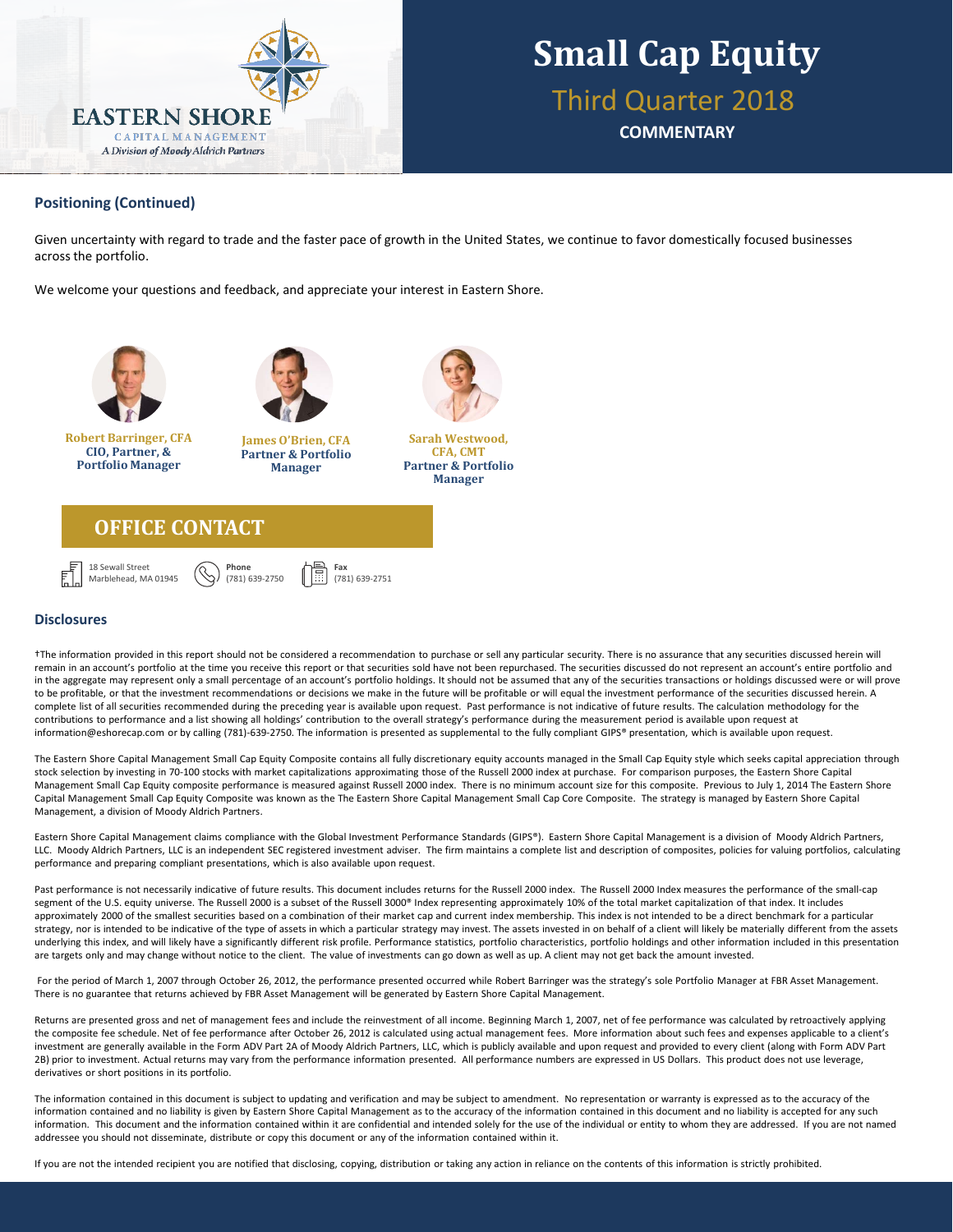EASTERN SHORE
CAPITAL MANAGEMENT
*A Division of Moody Aldrich Partners*

# Small Cap Equity

## Third Quarter 2018

**COMMENTARY**

### Positioning (Continued)

Given uncertainty with regard to trade and the faster pace of growth in the United States, we continue to favor domestically focused businesses across the portfolio.

We welcome your questions and feedback, and appreciate your interest in Eastern Shore.

**Robert Barringer, CFA**
**CIO, Partner, & Portfolio Manager**

**James O'Brien, CFA**
**Partner & Portfolio Manager**

**Sarah Westwood, CFA, CMT**
**Partner & Portfolio Manager**

## OFFICE CONTACT

18 Sewall Street
Marblehead, MA 01945

**Phone**
(781) 639-2750

**Fax**
(781) 639-2751

### Disclosures

†The information provided in this report should not be considered a recommendation to purchase or sell any particular security. There is no assurance that any securities discussed herein will remain in an account's portfolio at the time you receive this report or that securities sold have not been repurchased. The securities discussed do not represent an account's entire portfolio and in the aggregate may represent only a small percentage of an account's portfolio holdings. It should not be assumed that any of the securities transactions or holdings discussed were or will prove to be profitable, or that the investment recommendations or decisions we make in the future will be profitable or will equal the investment performance of the securities discussed herein. A complete list of all securities recommended during the preceding year is available upon request. Past performance is not indicative of future results. The calculation methodology for the contributions to performance and a list showing all holdings' contribution to the overall strategy's performance during the measurement period is available upon request at information@eshorecap.com or by calling (781)-639-2750. The information is presented as supplemental to the fully compliant GIPS® presentation, which is available upon request.

The Eastern Shore Capital Management Small Cap Equity Composite contains all fully discretionary equity accounts managed in the Small Cap Equity style which seeks capital appreciation through stock selection by investing in 70-100 stocks with market capitalizations approximating those of the Russell 2000 index at purchase. For comparison purposes, the Eastern Shore Capital Management Small Cap Equity composite performance is measured against Russell 2000 index. There is no minimum account size for this composite. Previous to July 1, 2014 The Eastern Shore Capital Management Small Cap Equity Composite was known as the The Eastern Shore Capital Management Small Cap Core Composite. The strategy is managed by Eastern Shore Capital Management, a division of Moody Aldrich Partners.

Eastern Shore Capital Management claims compliance with the Global Investment Performance Standards (GIPS®). Eastern Shore Capital Management is a division of Moody Aldrich Partners, LLC. Moody Aldrich Partners, LLC is an independent SEC registered investment adviser. The firm maintains a complete list and description of composites, policies for valuing portfolios, calculating performance and preparing compliant presentations, which is also available upon request.

Past performance is not necessarily indicative of future results. This document includes returns for the Russell 2000 index. The Russell 2000 Index measures the performance of the small-cap segment of the U.S. equity universe. The Russell 2000 is a subset of the Russell 3000® Index representing approximately 10% of the total market capitalization of that index. It includes approximately 2000 of the smallest securities based on a combination of their market cap and current index membership. This index is not intended to be a direct benchmark for a particular strategy, nor is intended to be indicative of the type of assets in which a particular strategy may invest. The assets invested in on behalf of a client will likely be materially different from the assets underlying this index, and will likely have a significantly different risk profile. Performance statistics, portfolio characteristics, portfolio holdings and other information included in this presentation are targets only and may change without notice to the client. The value of investments can go down as well as up. A client may not get back the amount invested.

For the period of March 1, 2007 through October 26, 2012, the performance presented occurred while Robert Barringer was the strategy's sole Portfolio Manager at FBR Asset Management. There is no guarantee that returns achieved by FBR Asset Management will be generated by Eastern Shore Capital Management.

Returns are presented gross and net of management fees and include the reinvestment of all income. Beginning March 1, 2007, net of fee performance was calculated by retroactively applying the composite fee schedule. Net of fee performance after October 26, 2012 is calculated using actual management fees. More information about such fees and expenses applicable to a client's investment are generally available in the Form ADV Part 2A of Moody Aldrich Partners, LLC, which is publicly available and upon request and provided to every client (along with Form ADV Part 2B) prior to investment. Actual returns may vary from the performance information presented. All performance numbers are expressed in US Dollars. This product does not use leverage, derivatives or short positions in its portfolio.

The information contained in this document is subject to updating and verification and may be subject to amendment. No representation or warranty is expressed as to the accuracy of the information contained and no liability is given by Eastern Shore Capital Management as to the accuracy of the information contained in this document and no liability is accepted for any such information. This document and the information contained within it are confidential and intended solely for the use of the individual or entity to whom they are addressed. If you are not named addressee you should not disseminate, distribute or copy this document or any of the information contained within it.

If you are not the intended recipient you are notified that disclosing, copying, distribution or taking any action in reliance on the contents of this information is strictly prohibited.